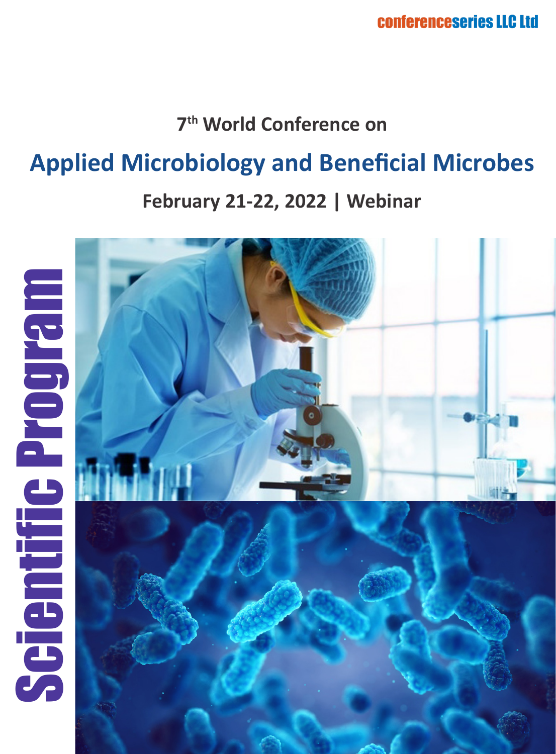conferenceseries LLC Ltd

7th World Conference on

# Applied Microbiology and Beneficial Microbes

## February 21-22, 2022 | Webinar

# Scientific Program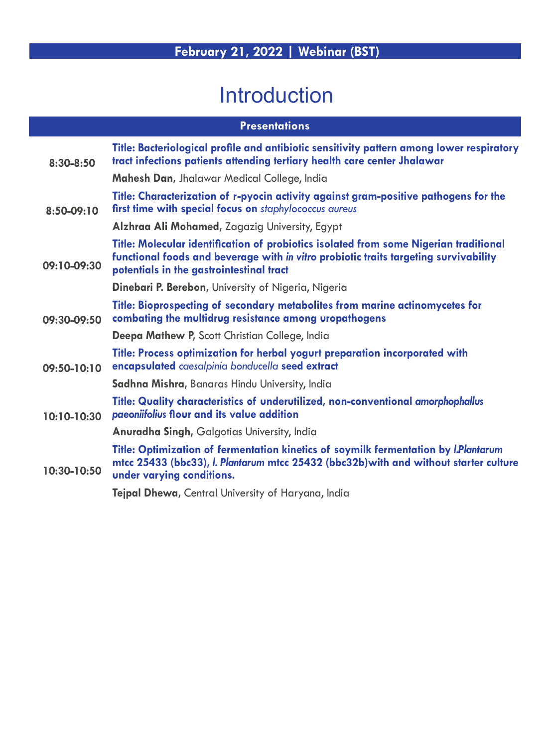**February 21, 2022 | Webinar (BST)**

# Introduction

## Presentations

| | |
|---|---|
| **8:30-8:50** | **Title: Bacteriological profile and antibiotic sensitivity pattern among lower respiratory tract infections patients attending tertiary health care center Jhalawar** |
| | **Mahesh Dan**, Jhalawar Medical College, India |
| **8:50-09:10** | **Title: Characterization of r-pyocin activity against gram-positive pathogens for the first time with special focus on** *staphylococcus aureus* |
| | **Alzhraa Ali Mohamed**, Zagazig University, Egypt |
| **09:10-09:30** | **Title: Molecular identification of probiotics isolated from some Nigerian traditional functional foods and beverage with** ***in vitro*** **probiotic traits targeting survivability potentials in the gastrointestinal tract** |
| | **Dinebari P. Berebon**, University of Nigeria, Nigeria |
| **09:30-09:50** | **Title: Bioprospecting of secondary metabolites from marine actinomycetes for combating the multidrug resistance among uropathogens** |
| | **Deepa Mathew P**, Scott Christian College, India |
| **09:50-10:10** | **Title: Process optimization for herbal yogurt preparation incorporated with encapsulated** *caesalpinia bonducella* **seed extract** |
| | **Sadhna Mishra**, Banaras Hindu University, India |
| **10:10-10:30** | **Title: Quality characteristics of underutilized, non-conventional** ***amorphophallus paeoniifolius*** **flour and its value addition** |
| | **Anuradha Singh**, Galgotias University, India |
| **10:30-10:50** | **Title: Optimization of fermentation kinetics of soymilk fermentation by** ***l.Plantarum*** **mtcc 25433 (bbc33),** ***l. Plantarum*** **mtcc 25432 (bbc32b)with and without starter culture under varying conditions.** |
| | **Tejpal Dhewa,** Central University of Haryana, India |